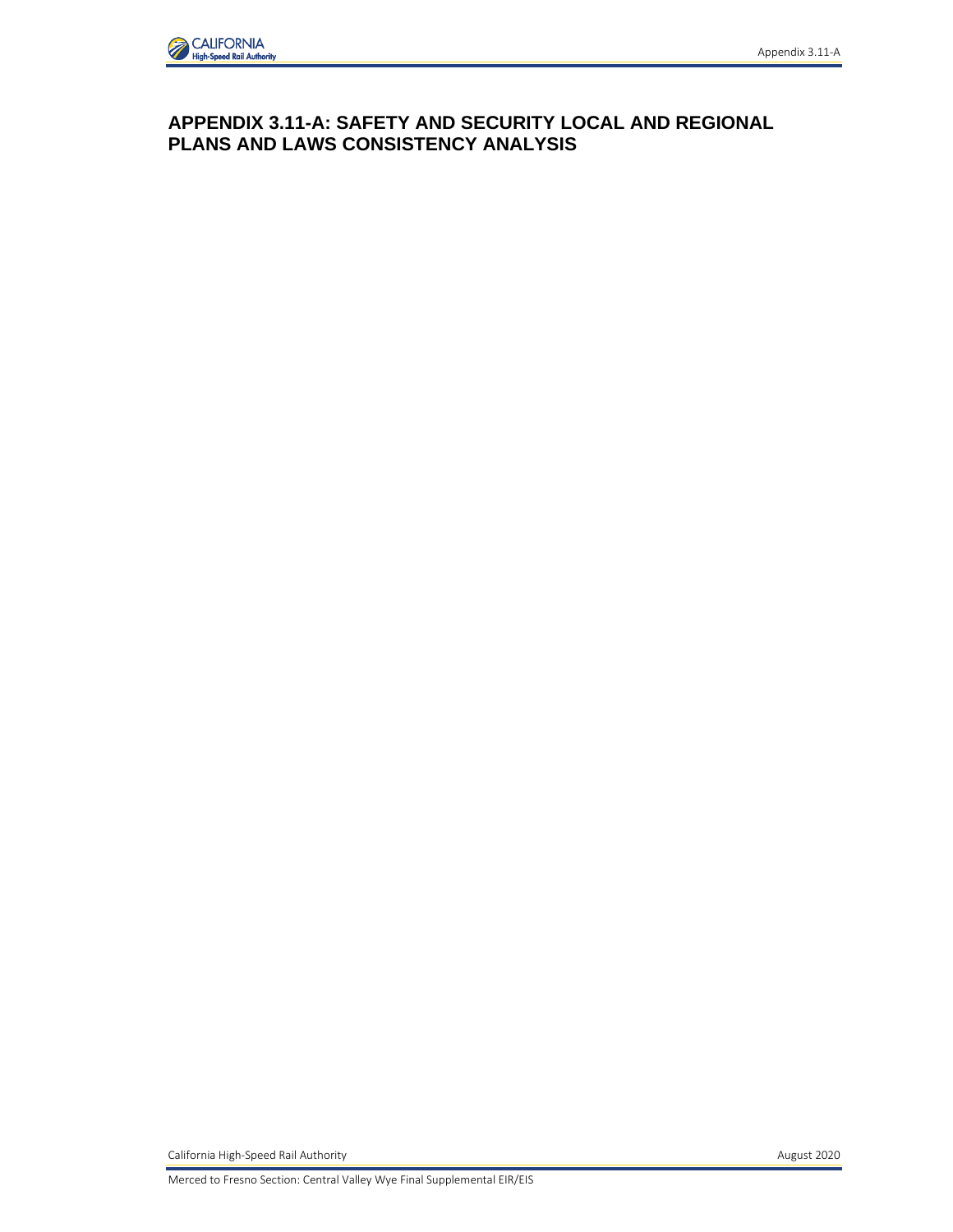# APPENDIX 3.11-A: SAFETY AND SECURITY LOCAL AND REGIONAL PLANS AND LAWS CONSISTENCY ANALYSIS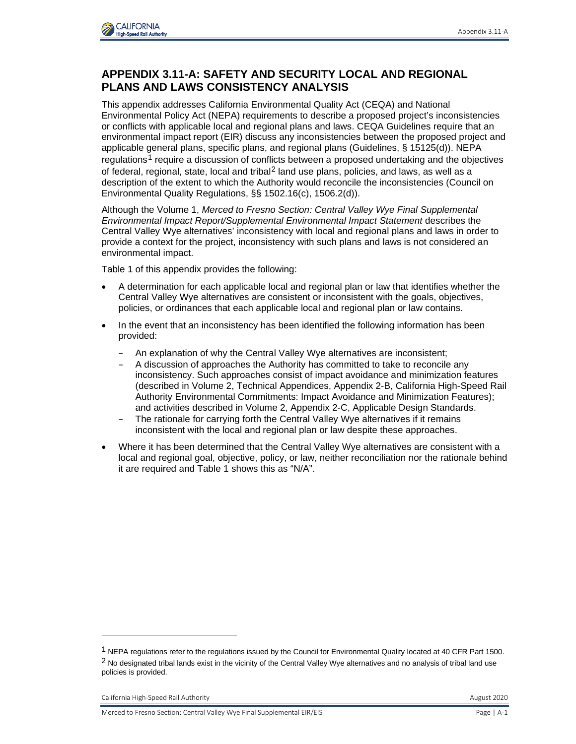# APPENDIX 3.11-A: SAFETY AND SECURITY LOCAL AND REGIONAL PLANS AND LAWS CONSISTENCY ANALYSIS

This appendix addresses California Environmental Quality Act (CEQA) and National Environmental Policy Act (NEPA) requirements to describe a proposed project's inconsistencies or conflicts with applicable local and regional plans and laws. CEQA Guidelines require that an environmental impact report (EIR) discuss any inconsistencies between the proposed project and applicable general plans, specific plans, and regional plans (Guidelines, § 15125(d)). NEPA regulations[1] require a discussion of conflicts between a proposed undertaking and the objectives of federal, regional, state, local and tribal[2] land use plans, policies, and laws, as well as a description of the extent to which the Authority would reconcile the inconsistencies (Council on Environmental Quality Regulations, §§ 1502.16(c), 1506.2(d)).

Although the Volume 1, *Merced to Fresno Section: Central Valley Wye Final Supplemental Environmental Impact Report/Supplemental Environmental Impact Statement* describes the Central Valley Wye alternatives' inconsistency with local and regional plans and laws in order to provide a context for the project, inconsistency with such plans and laws is not considered an environmental impact.

Table 1 of this appendix provides the following:

- A determination for each applicable local and regional plan or law that identifies whether the Central Valley Wye alternatives are consistent or inconsistent with the goals, objectives, policies, or ordinances that each applicable local and regional plan or law contains.
- In the event that an inconsistency has been identified the following information has been provided:
  - An explanation of why the Central Valley Wye alternatives are inconsistent;
  - A discussion of approaches the Authority has committed to take to reconcile any inconsistency. Such approaches consist of impact avoidance and minimization features (described in Volume 2, Technical Appendices, Appendix 2-B, California High-Speed Rail Authority Environmental Commitments: Impact Avoidance and Minimization Features); and activities described in Volume 2, Appendix 2-C, Applicable Design Standards.
  - The rationale for carrying forth the Central Valley Wye alternatives if it remains inconsistent with the local and regional plan or law despite these approaches.
- Where it has been determined that the Central Valley Wye alternatives are consistent with a local and regional goal, objective, policy, or law, neither reconciliation nor the rationale behind it are required and Table 1 shows this as "N/A".

---

[1] NEPA regulations refer to the regulations issued by the Council for Environmental Quality located at 40 CFR Part 1500.

[2] No designated tribal lands exist in the vicinity of the Central Valley Wye alternatives and no analysis of tribal land use policies is provided.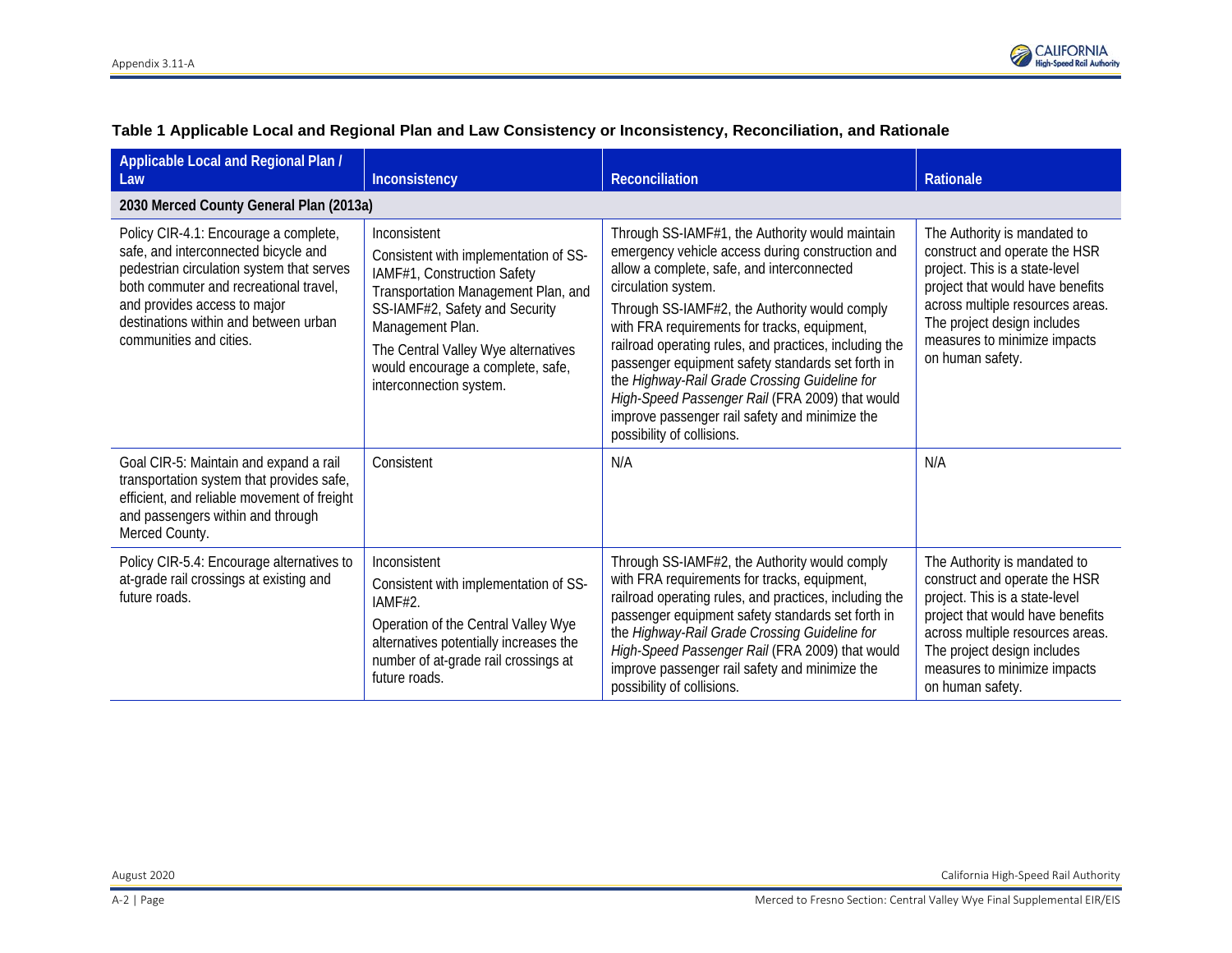**Table 1 Applicable Local and Regional Plan and Law Consistency or Inconsistency, Reconciliation, and Rationale**

| Applicable Local and Regional Plan / Law | Inconsistency | Reconciliation | Rationale |
|---|---|---|---|
| **2030 Merced County General Plan (2013a)** | | | |
| Policy CIR-4.1: Encourage a complete, safe, and interconnected bicycle and pedestrian circulation system that serves both commuter and recreational travel, and provides access to major destinations within and between urban communities and cities. | Inconsistent<br><br>Consistent with implementation of SS-IAMF#1, Construction Safety Transportation Management Plan, and SS-IAMF#2, Safety and Security Management Plan.<br><br>The Central Valley Wye alternatives would encourage a complete, safe, interconnection system. | Through SS-IAMF#1, the Authority would maintain emergency vehicle access during construction and allow a complete, safe, and interconnected circulation system.<br><br>Through SS-IAMF#2, the Authority would comply with FRA requirements for tracks, equipment, railroad operating rules, and practices, including the passenger equipment safety standards set forth in the *Highway-Rail Grade Crossing Guideline for High-Speed Passenger Rail* (FRA 2009) that would improve passenger rail safety and minimize the possibility of collisions. | The Authority is mandated to construct and operate the HSR project. This is a state-level project that would have benefits across multiple resources areas. The project design includes measures to minimize impacts on human safety. |
| Goal CIR-5: Maintain and expand a rail transportation system that provides safe, efficient, and reliable movement of freight and passengers within and through Merced County. | Consistent | N/A | N/A |
| Policy CIR-5.4: Encourage alternatives to at-grade rail crossings at existing and future roads. | Inconsistent<br><br>Consistent with implementation of SS-IAMF#2.<br><br>Operation of the Central Valley Wye alternatives potentially increases the number of at-grade rail crossings at future roads. | Through SS-IAMF#2, the Authority would comply with FRA requirements for tracks, equipment, railroad operating rules, and practices, including the passenger equipment safety standards set forth in the *Highway-Rail Grade Crossing Guideline for High-Speed Passenger Rail* (FRA 2009) that would improve passenger rail safety and minimize the possibility of collisions. | The Authority is mandated to construct and operate the HSR project. This is a state-level project that would have benefits across multiple resources areas. The project design includes measures to minimize impacts on human safety. |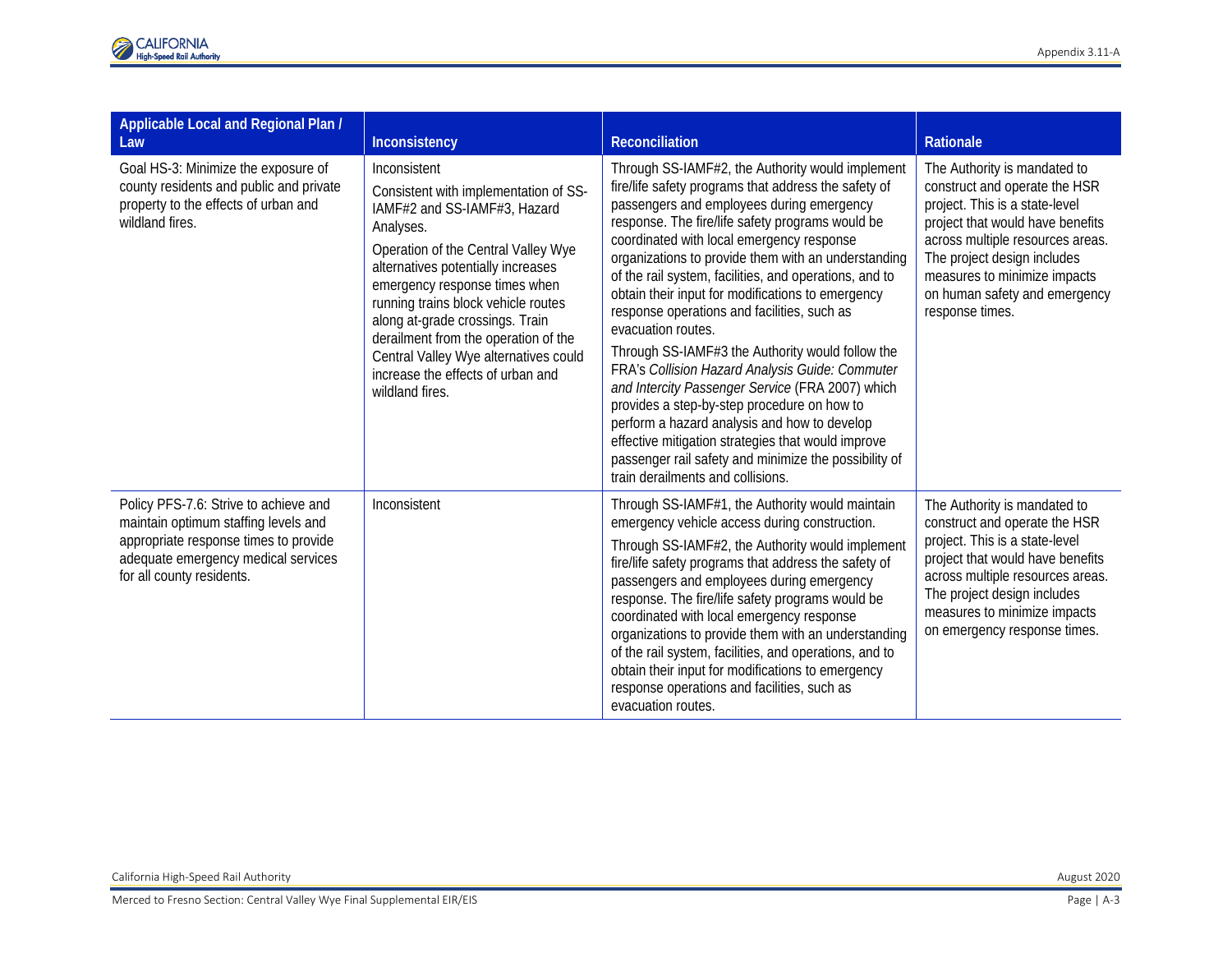| Applicable Local and Regional Plan / Law | Inconsistency | Reconciliation | Rationale |
|---|---|---|---|
| Goal HS-3: Minimize the exposure of county residents and public and private property to the effects of urban and wildland fires. | Inconsistent<br><br>Consistent with implementation of SS-IAMF#2 and SS-IAMF#3, Hazard Analyses.<br><br>Operation of the Central Valley Wye alternatives potentially increases emergency response times when running trains block vehicle routes along at-grade crossings. Train derailment from the operation of the Central Valley Wye alternatives could increase the effects of urban and wildland fires. | Through SS-IAMF#2, the Authority would implement fire/life safety programs that address the safety of passengers and employees during emergency response. The fire/life safety programs would be coordinated with local emergency response organizations to provide them with an understanding of the rail system, facilities, and operations, and to obtain their input for modifications to emergency response operations and facilities, such as evacuation routes.<br><br>Through SS-IAMF#3 the Authority would follow the FRA's *Collision Hazard Analysis Guide: Commuter and Intercity Passenger Service* (FRA 2007) which provides a step-by-step procedure on how to perform a hazard analysis and how to develop effective mitigation strategies that would improve passenger rail safety and minimize the possibility of train derailments and collisions. | The Authority is mandated to construct and operate the HSR project. This is a state-level project that would have benefits across multiple resources areas. The project design includes measures to minimize impacts on human safety and emergency response times. |
| Policy PFS-7.6: Strive to achieve and maintain optimum staffing levels and appropriate response times to provide adequate emergency medical services for all county residents. | Inconsistent | Through SS-IAMF#1, the Authority would maintain emergency vehicle access during construction.<br><br>Through SS-IAMF#2, the Authority would implement fire/life safety programs that address the safety of passengers and employees during emergency response. The fire/life safety programs would be coordinated with local emergency response organizations to provide them with an understanding of the rail system, facilities, and operations, and to obtain their input for modifications to emergency response operations and facilities, such as evacuation routes. | The Authority is mandated to construct and operate the HSR project. This is a state-level project that would have benefits across multiple resources areas. The project design includes measures to minimize impacts on emergency response times. |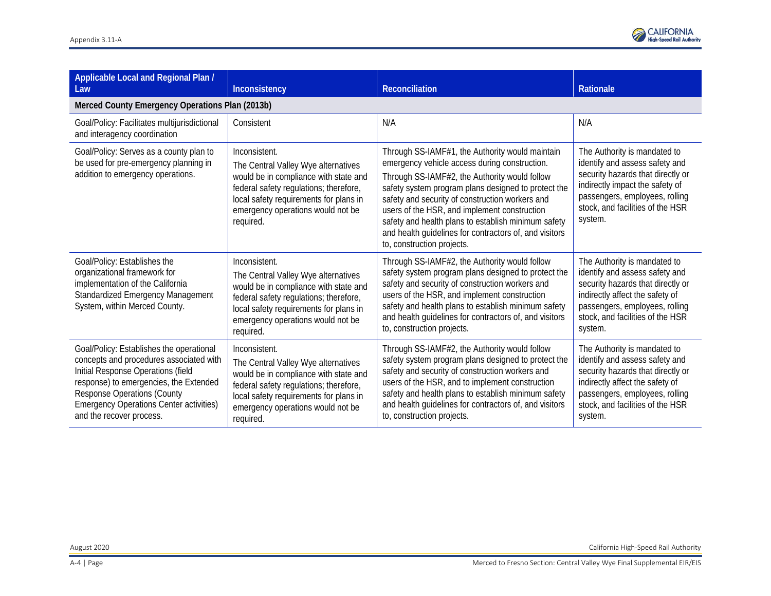| Applicable Local and Regional Plan / Law | Inconsistency | Reconciliation | Rationale |
|---|---|---|---|
| **Merced County Emergency Operations Plan (2013b)** | | | |
| Goal/Policy: Facilitates multijurisdictional and interagency coordination | Consistent | N/A | N/A |
| Goal/Policy: Serves as a county plan to be used for pre-emergency planning in addition to emergency operations. | Inconsistent.<br>The Central Valley Wye alternatives would be in compliance with state and federal safety regulations; therefore, local safety requirements for plans in emergency operations would not be required. | Through SS-IAMF#1, the Authority would maintain emergency vehicle access during construction.<br>Through SS-IAMF#2, the Authority would follow safety system program plans designed to protect the safety and security of construction workers and users of the HSR, and implement construction safety and health plans to establish minimum safety and health guidelines for contractors of, and visitors to, construction projects. | The Authority is mandated to identify and assess safety and security hazards that directly or indirectly impact the safety of passengers, employees, rolling stock, and facilities of the HSR system. |
| Goal/Policy: Establishes the organizational framework for implementation of the California Standardized Emergency Management System, within Merced County. | Inconsistent.<br>The Central Valley Wye alternatives would be in compliance with state and federal safety regulations; therefore, local safety requirements for plans in emergency operations would not be required. | Through SS-IAMF#2, the Authority would follow safety system program plans designed to protect the safety and security of construction workers and users of the HSR, and implement construction safety and health plans to establish minimum safety and health guidelines for contractors of, and visitors to, construction projects. | The Authority is mandated to identify and assess safety and security hazards that directly or indirectly affect the safety of passengers, employees, rolling stock, and facilities of the HSR system. |
| Goal/Policy: Establishes the operational concepts and procedures associated with Initial Response Operations (field response) to emergencies, the Extended Response Operations (County Emergency Operations Center activities) and the recover process. | Inconsistent.<br>The Central Valley Wye alternatives would be in compliance with state and federal safety regulations; therefore, local safety requirements for plans in emergency operations would not be required. | Through SS-IAMF#2, the Authority would follow safety system program plans designed to protect the safety and security of construction workers and users of the HSR, and to implement construction safety and health plans to establish minimum safety and health guidelines for contractors of, and visitors to, construction projects. | The Authority is mandated to identify and assess safety and security hazards that directly or indirectly affect the safety of passengers, employees, rolling stock, and facilities of the HSR system. |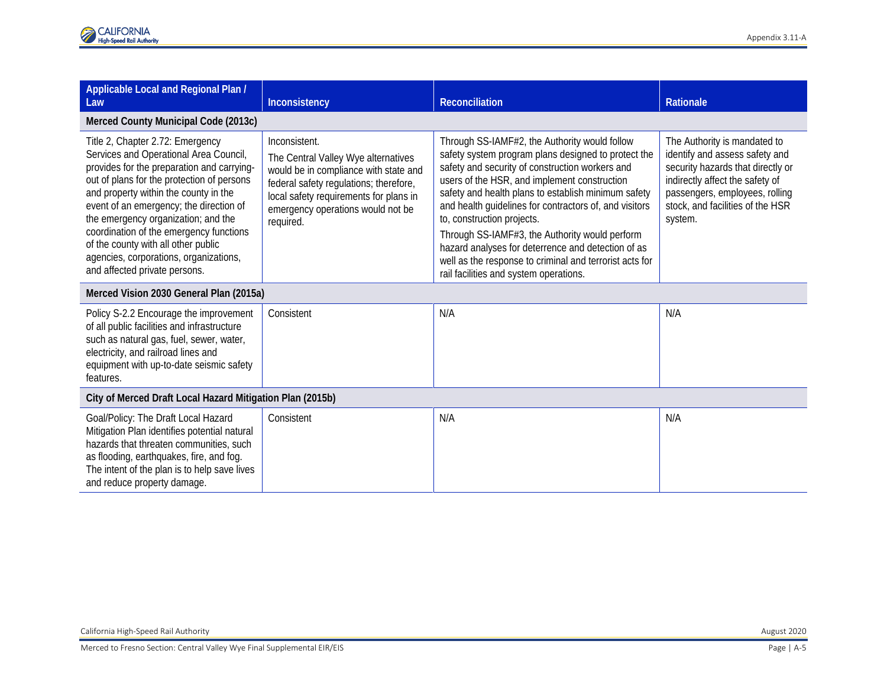| Applicable Local and Regional Plan / Law | Inconsistency | Reconciliation | Rationale |
|---|---|---|---|
| **Merced County Municipal Code (2013c)** | | | |
| Title 2, Chapter 2.72: Emergency Services and Operational Area Council, provides for the preparation and carrying-out of plans for the protection of persons and property within the county in the event of an emergency; the direction of the emergency organization; and the coordination of the emergency functions of the county with all other public agencies, corporations, organizations, and affected private persons. | Inconsistent.<br>The Central Valley Wye alternatives would be in compliance with state and federal safety regulations; therefore, local safety requirements for plans in emergency operations would not be required. | Through SS-IAMF#2, the Authority would follow safety system program plans designed to protect the safety and security of construction workers and users of the HSR, and implement construction safety and health plans to establish minimum safety and health guidelines for contractors of, and visitors to, construction projects.<br>Through SS-IAMF#3, the Authority would perform hazard analyses for deterrence and detection of as well as the response to criminal and terrorist acts for rail facilities and system operations. | The Authority is mandated to identify and assess safety and security hazards that directly or indirectly affect the safety of passengers, employees, rolling stock, and facilities of the HSR system. |
| **Merced Vision 2030 General Plan (2015a)** | | | |
| Policy S-2.2 Encourage the improvement of all public facilities and infrastructure such as natural gas, fuel, sewer, water, electricity, and railroad lines and equipment with up-to-date seismic safety features. | Consistent | N/A | N/A |
| **City of Merced Draft Local Hazard Mitigation Plan (2015b)** | | | |
| Goal/Policy: The Draft Local Hazard Mitigation Plan identifies potential natural hazards that threaten communities, such as flooding, earthquakes, fire, and fog. The intent of the plan is to help save lives and reduce property damage. | Consistent | N/A | N/A |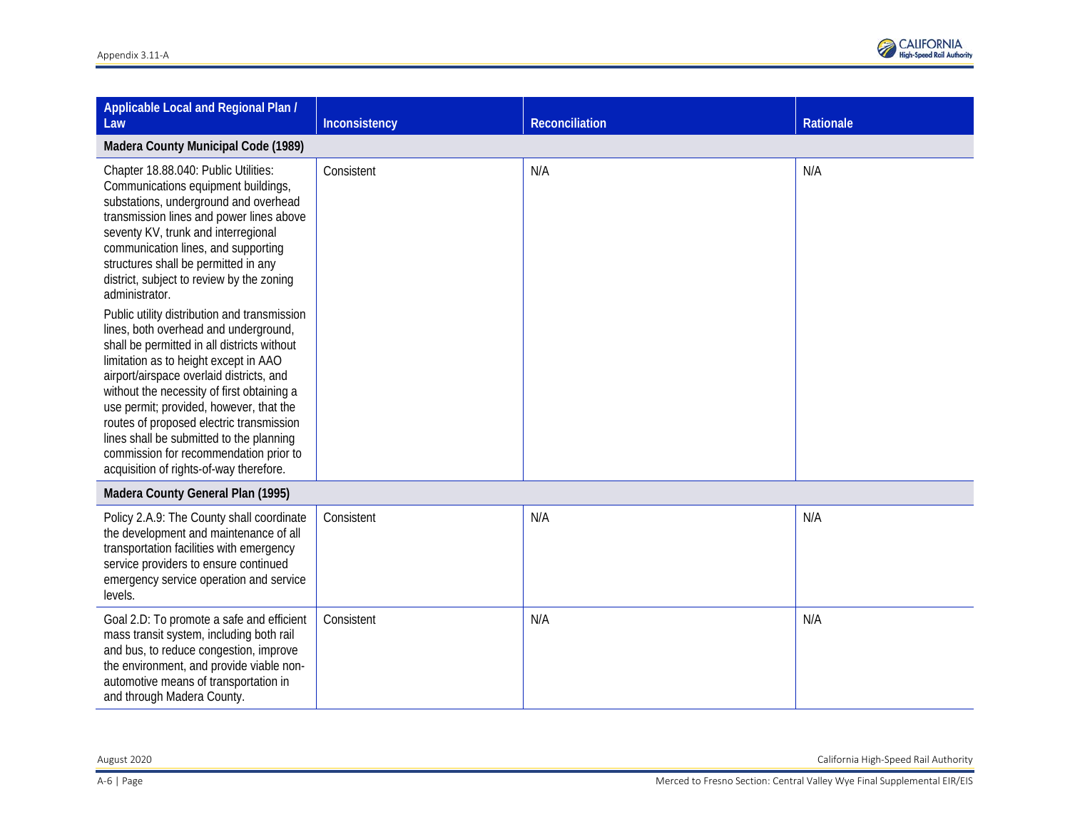| Applicable Local and Regional Plan / Law | Inconsistency | Reconciliation | Rationale |
|---|---|---|---|
| **Madera County Municipal Code (1989)** | | | |
| Chapter 18.88.040: Public Utilities: Communications equipment buildings, substations, underground and overhead transmission lines and power lines above seventy KV, trunk and interregional communication lines, and supporting structures shall be permitted in any district, subject to review by the zoning administrator.<br><br>Public utility distribution and transmission lines, both overhead and underground, shall be permitted in all districts without limitation as to height except in AAO airport/airspace overlaid districts, and without the necessity of first obtaining a use permit; provided, however, that the routes of proposed electric transmission lines shall be submitted to the planning commission for recommendation prior to acquisition of rights-of-way therefore. | Consistent | N/A | N/A |
| **Madera County General Plan (1995)** | | | |
| Policy 2.A.9: The County shall coordinate the development and maintenance of all transportation facilities with emergency service providers to ensure continued emergency service operation and service levels. | Consistent | N/A | N/A |
| Goal 2.D: To promote a safe and efficient mass transit system, including both rail and bus, to reduce congestion, improve the environment, and provide viable non-automotive means of transportation in and through Madera County. | Consistent | N/A | N/A |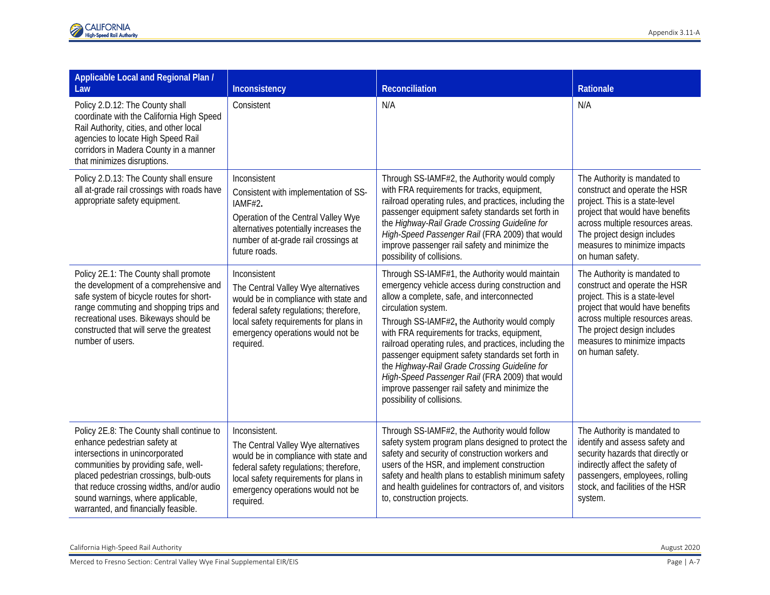| Applicable Local and Regional Plan / Law | Inconsistency | Reconciliation | Rationale |
|---|---|---|---|
| Policy 2.D.12: The County shall coordinate with the California High Speed Rail Authority, cities, and other local agencies to locate High Speed Rail corridors in Madera County in a manner that minimizes disruptions. | Consistent | N/A | N/A |
| Policy 2.D.13: The County shall ensure all at-grade rail crossings with roads have appropriate safety equipment. | Inconsistent<br><br>Consistent with implementation of SS-IAMF#2.<br><br>Operation of the Central Valley Wye alternatives potentially increases the number of at-grade rail crossings at future roads. | Through SS-IAMF#2, the Authority would comply with FRA requirements for tracks, equipment, railroad operating rules, and practices, including the passenger equipment safety standards set forth in the *Highway-Rail Grade Crossing Guideline for High-Speed Passenger Rail* (FRA 2009) that would improve passenger rail safety and minimize the possibility of collisions. | The Authority is mandated to construct and operate the HSR project. This is a state-level project that would have benefits across multiple resources areas. The project design includes measures to minimize impacts on human safety. |
| Policy 2E.1: The County shall promote the development of a comprehensive and safe system of bicycle routes for short-range commuting and shopping trips and recreational uses. Bikeways should be constructed that will serve the greatest number of users. | Inconsistent<br><br>The Central Valley Wye alternatives would be in compliance with state and federal safety regulations; therefore, local safety requirements for plans in emergency operations would not be required. | Through SS-IAMF#1, the Authority would maintain emergency vehicle access during construction and allow a complete, safe, and interconnected circulation system.<br><br>Through SS-IAMF#2, the Authority would comply with FRA requirements for tracks, equipment, railroad operating rules, and practices, including the passenger equipment safety standards set forth in the *Highway-Rail Grade Crossing Guideline for High-Speed Passenger Rail* (FRA 2009) that would improve passenger rail safety and minimize the possibility of collisions. | The Authority is mandated to construct and operate the HSR project. This is a state-level project that would have benefits across multiple resources areas. The project design includes measures to minimize impacts on human safety. |
| Policy 2E.8: The County shall continue to enhance pedestrian safety at intersections in unincorporated communities by providing safe, well-placed pedestrian crossings, bulb-outs that reduce crossing widths, and/or audio sound warnings, where applicable, warranted, and financially feasible. | Inconsistent.<br><br>The Central Valley Wye alternatives would be in compliance with state and federal safety regulations; therefore, local safety requirements for plans in emergency operations would not be required. | Through SS-IAMF#2, the Authority would follow safety system program plans designed to protect the safety and security of construction workers and users of the HSR, and implement construction safety and health plans to establish minimum safety and health guidelines for contractors of, and visitors to, construction projects. | The Authority is mandated to identify and assess safety and security hazards that directly or indirectly affect the safety of passengers, employees, rolling stock, and facilities of the HSR system. |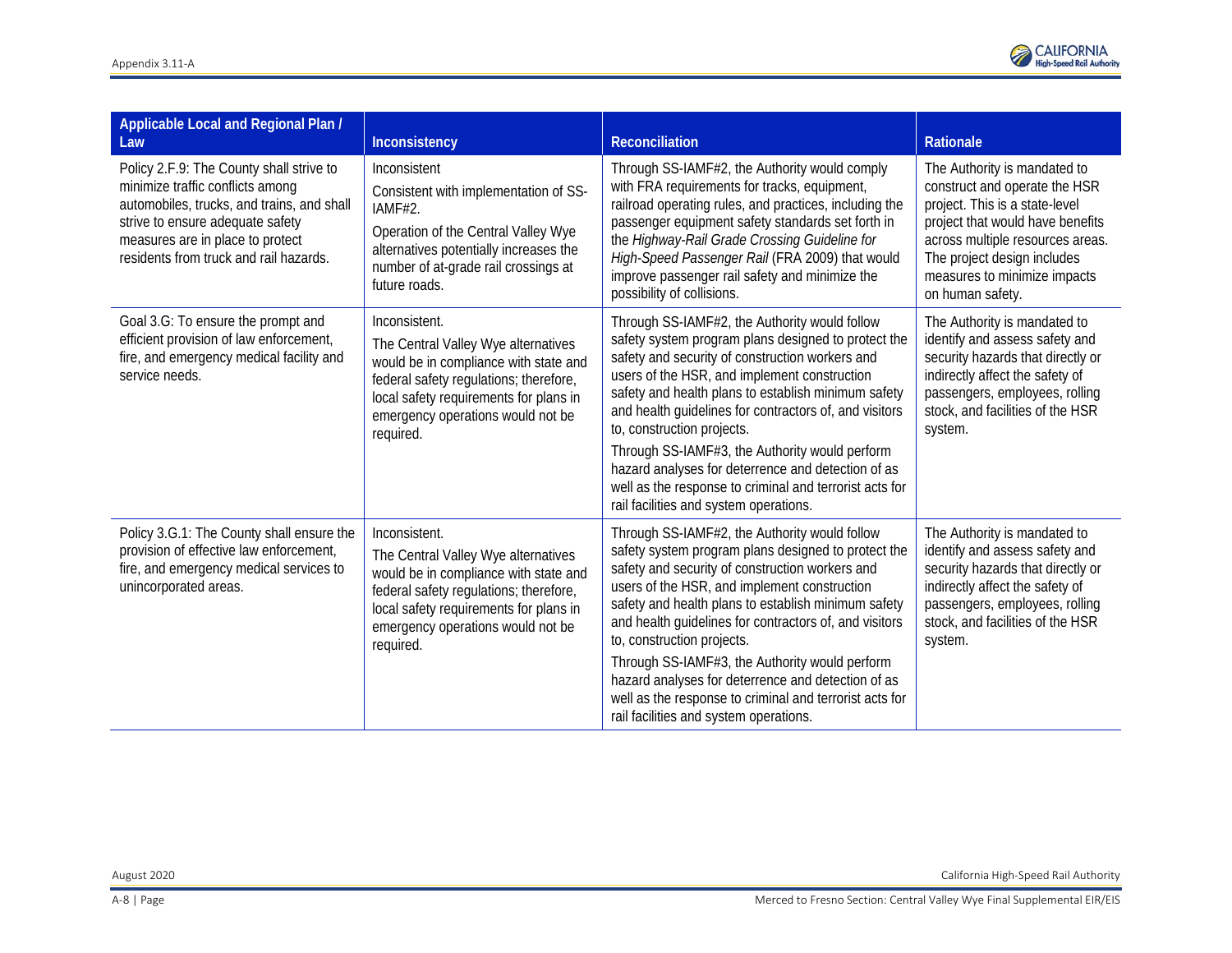| Applicable Local and Regional Plan / Law | Inconsistency | Reconciliation | Rationale |
|---|---|---|---|
| Policy 2.F.9: The County shall strive to minimize traffic conflicts among automobiles, trucks, and trains, and shall strive to ensure adequate safety measures are in place to protect residents from truck and rail hazards. | Inconsistent<br><br>Consistent with implementation of SS-IAMF#2.<br><br>Operation of the Central Valley Wye alternatives potentially increases the number of at-grade rail crossings at future roads. | Through SS-IAMF#2, the Authority would comply with FRA requirements for tracks, equipment, railroad operating rules, and practices, including the passenger equipment safety standards set forth in the *Highway-Rail Grade Crossing Guideline for High-Speed Passenger Rail* (FRA 2009) that would improve passenger rail safety and minimize the possibility of collisions. | The Authority is mandated to construct and operate the HSR project. This is a state-level project that would have benefits across multiple resources areas. The project design includes measures to minimize impacts on human safety. |
| Goal 3.G: To ensure the prompt and efficient provision of law enforcement, fire, and emergency medical facility and service needs. | Inconsistent.<br><br>The Central Valley Wye alternatives would be in compliance with state and federal safety regulations; therefore, local safety requirements for plans in emergency operations would not be required. | Through SS-IAMF#2, the Authority would follow safety system program plans designed to protect the safety and security of construction workers and users of the HSR, and implement construction safety and health plans to establish minimum safety and health guidelines for contractors of, and visitors to, construction projects.<br><br>Through SS-IAMF#3, the Authority would perform hazard analyses for deterrence and detection of as well as the response to criminal and terrorist acts for rail facilities and system operations. | The Authority is mandated to identify and assess safety and security hazards that directly or indirectly affect the safety of passengers, employees, rolling stock, and facilities of the HSR system. |
| Policy 3.G.1: The County shall ensure the provision of effective law enforcement, fire, and emergency medical services to unincorporated areas. | Inconsistent.<br><br>The Central Valley Wye alternatives would be in compliance with state and federal safety regulations; therefore, local safety requirements for plans in emergency operations would not be required. | Through SS-IAMF#2, the Authority would follow safety system program plans designed to protect the safety and security of construction workers and users of the HSR, and implement construction safety and health plans to establish minimum safety and health guidelines for contractors of, and visitors to, construction projects.<br><br>Through SS-IAMF#3, the Authority would perform hazard analyses for deterrence and detection of as well as the response to criminal and terrorist acts for rail facilities and system operations. | The Authority is mandated to identify and assess safety and security hazards that directly or indirectly affect the safety of passengers, employees, rolling stock, and facilities of the HSR system. |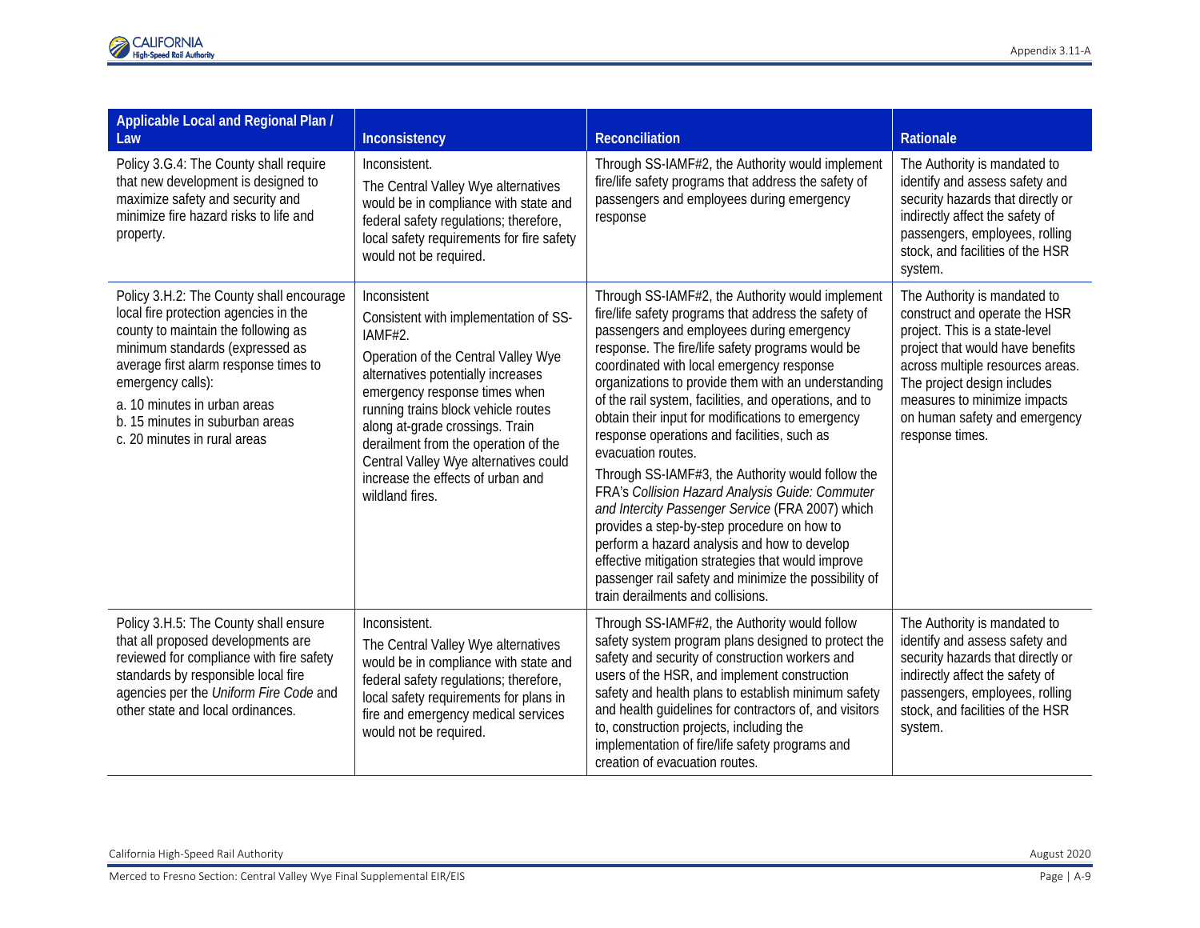| Applicable Local and Regional Plan / Law | Inconsistency | Reconciliation | Rationale |
|---|---|---|---|
| Policy 3.G.4: The County shall require that new development is designed to maximize safety and security and minimize fire hazard risks to life and property. | Inconsistent.<br><br>The Central Valley Wye alternatives would be in compliance with state and federal safety regulations; therefore, local safety requirements for fire safety would not be required. | Through SS-IAMF#2, the Authority would implement fire/life safety programs that address the safety of passengers and employees during emergency response | The Authority is mandated to identify and assess safety and security hazards that directly or indirectly affect the safety of passengers, employees, rolling stock, and facilities of the HSR system. |
| Policy 3.H.2: The County shall encourage local fire protection agencies in the county to maintain the following as minimum standards (expressed as average first alarm response times to emergency calls):<br><br>a. 10 minutes in urban areas<br>b. 15 minutes in suburban areas<br>c. 20 minutes in rural areas | Inconsistent<br><br>Consistent with implementation of SS-IAMF#2.<br><br>Operation of the Central Valley Wye alternatives potentially increases emergency response times when running trains block vehicle routes along at-grade crossings. Train derailment from the operation of the Central Valley Wye alternatives could increase the effects of urban and wildland fires. | Through SS-IAMF#2, the Authority would implement fire/life safety programs that address the safety of passengers and employees during emergency response. The fire/life safety programs would be coordinated with local emergency response organizations to provide them with an understanding of the rail system, facilities, and operations, and to obtain their input for modifications to emergency response operations and facilities, such as evacuation routes.<br><br>Through SS-IAMF#3, the Authority would follow the FRA's *Collision Hazard Analysis Guide: Commuter and Intercity Passenger Service* (FRA 2007) which provides a step-by-step procedure on how to perform a hazard analysis and how to develop effective mitigation strategies that would improve passenger rail safety and minimize the possibility of train derailments and collisions. | The Authority is mandated to construct and operate the HSR project. This is a state-level project that would have benefits across multiple resources areas. The project design includes measures to minimize impacts on human safety and emergency response times. |
| Policy 3.H.5: The County shall ensure that all proposed developments are reviewed for compliance with fire safety standards by responsible local fire agencies per the *Uniform Fire Code* and other state and local ordinances. | Inconsistent.<br><br>The Central Valley Wye alternatives would be in compliance with state and federal safety regulations; therefore, local safety requirements for plans in fire and emergency medical services would not be required. | Through SS-IAMF#2, the Authority would follow safety system program plans designed to protect the safety and security of construction workers and users of the HSR, and implement construction safety and health plans to establish minimum safety and health guidelines for contractors of, and visitors to, construction projects, including the implementation of fire/life safety programs and creation of evacuation routes. | The Authority is mandated to identify and assess safety and security hazards that directly or indirectly affect the safety of passengers, employees, rolling stock, and facilities of the HSR system. |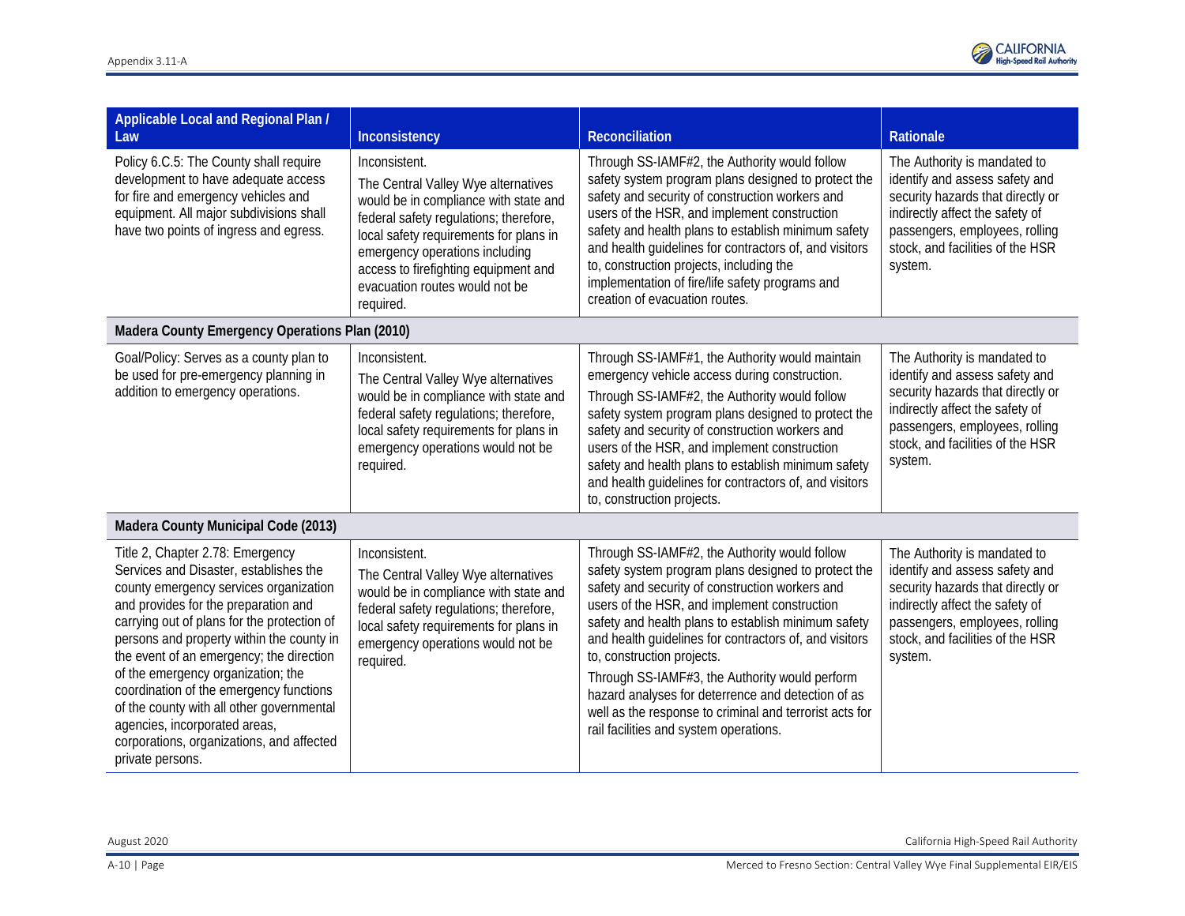| Applicable Local and Regional Plan / Law | Inconsistency | Reconciliation | Rationale |
|---|---|---|---|
| Policy 6.C.5: The County shall require development to have adequate access for fire and emergency vehicles and equipment. All major subdivisions shall have two points of ingress and egress. | Inconsistent.<br><br>The Central Valley Wye alternatives would be in compliance with state and federal safety regulations; therefore, local safety requirements for plans in emergency operations including access to firefighting equipment and evacuation routes would not be required. | Through SS-IAMF#2, the Authority would follow safety system program plans designed to protect the safety and security of construction workers and users of the HSR, and implement construction safety and health plans to establish minimum safety and health guidelines for contractors of, and visitors to, construction projects, including the implementation of fire/life safety programs and creation of evacuation routes. | The Authority is mandated to identify and assess safety and security hazards that directly or indirectly affect the safety of passengers, employees, rolling stock, and facilities of the HSR system. |
| **Madera County Emergency Operations Plan (2010)** | | | |
| Goal/Policy: Serves as a county plan to be used for pre-emergency planning in addition to emergency operations. | Inconsistent.<br><br>The Central Valley Wye alternatives would be in compliance with state and federal safety regulations; therefore, local safety requirements for plans in emergency operations would not be required. | Through SS-IAMF#1, the Authority would maintain emergency vehicle access during construction.<br><br>Through SS-IAMF#2, the Authority would follow safety system program plans designed to protect the safety and security of construction workers and users of the HSR, and implement construction safety and health plans to establish minimum safety and health guidelines for contractors of, and visitors to, construction projects. | The Authority is mandated to identify and assess safety and security hazards that directly or indirectly affect the safety of passengers, employees, rolling stock, and facilities of the HSR system. |
| **Madera County Municipal Code (2013)** | | | |
| Title 2, Chapter 2.78: Emergency Services and Disaster, establishes the county emergency services organization and provides for the preparation and carrying out of plans for the protection of persons and property within the county in the event of an emergency; the direction of the emergency organization; the coordination of the emergency functions of the county with all other governmental agencies, incorporated areas, corporations, organizations, and affected private persons. | Inconsistent.<br><br>The Central Valley Wye alternatives would be in compliance with state and federal safety regulations; therefore, local safety requirements for plans in emergency operations would not be required. | Through SS-IAMF#2, the Authority would follow safety system program plans designed to protect the safety and security of construction workers and users of the HSR, and implement construction safety and health plans to establish minimum safety and health guidelines for contractors of, and visitors to, construction projects.<br><br>Through SS-IAMF#3, the Authority would perform hazard analyses for deterrence and detection of as well as the response to criminal and terrorist acts for rail facilities and system operations. | The Authority is mandated to identify and assess safety and security hazards that directly or indirectly affect the safety of passengers, employees, rolling stock, and facilities of the HSR system. |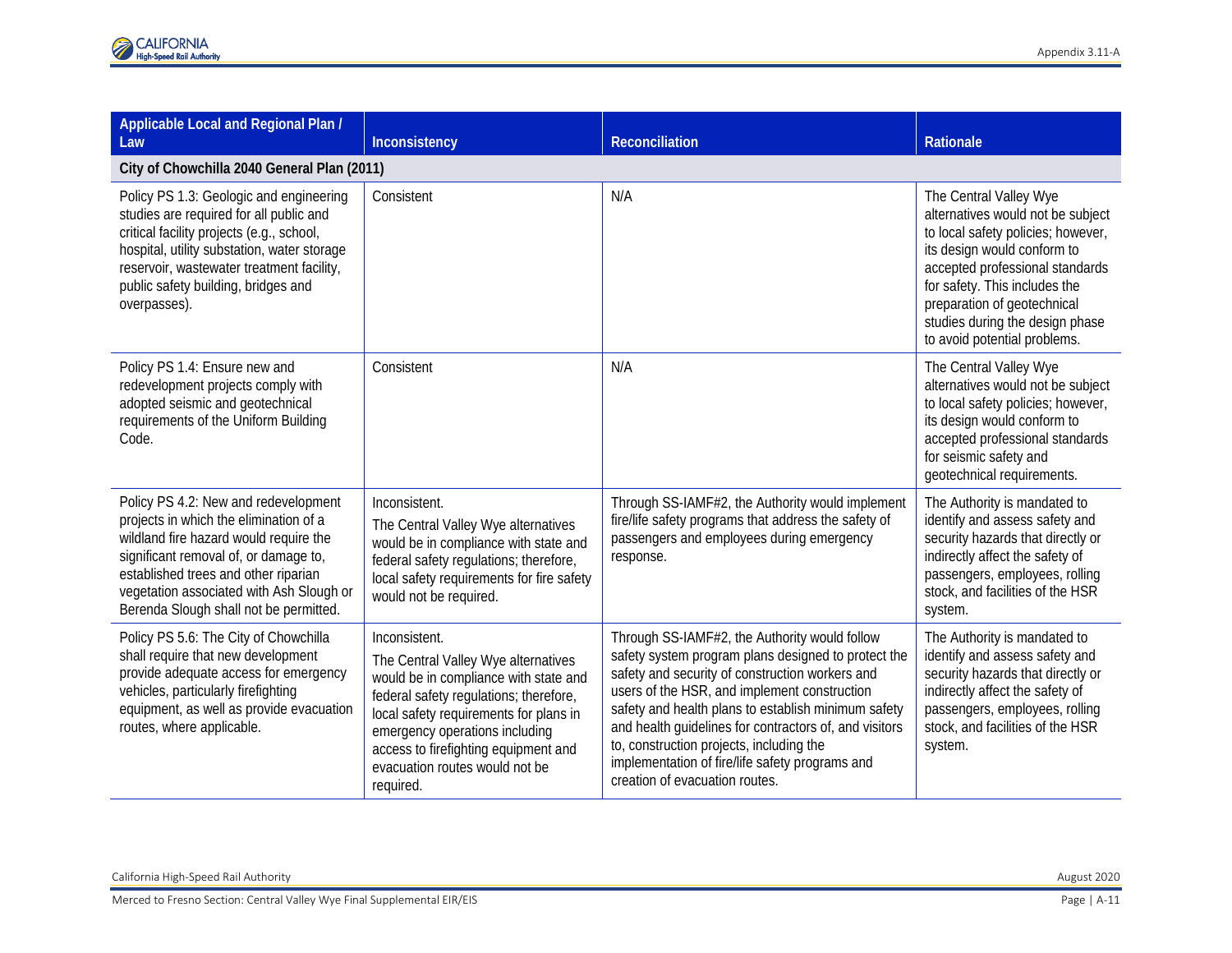| Applicable Local and Regional Plan / Law | Inconsistency | Reconciliation | Rationale |
|---|---|---|---|
| **City of Chowchilla 2040 General Plan (2011)** | | | |
| Policy PS 1.3: Geologic and engineering studies are required for all public and critical facility projects (e.g., school, hospital, utility substation, water storage reservoir, wastewater treatment facility, public safety building, bridges and overpasses). | Consistent | N/A | The Central Valley Wye alternatives would not be subject to local safety policies; however, its design would conform to accepted professional standards for safety. This includes the preparation of geotechnical studies during the design phase to avoid potential problems. |
| Policy PS 1.4: Ensure new and redevelopment projects comply with adopted seismic and geotechnical requirements of the Uniform Building Code. | Consistent | N/A | The Central Valley Wye alternatives would not be subject to local safety policies; however, its design would conform to accepted professional standards for seismic safety and geotechnical requirements. |
| Policy PS 4.2: New and redevelopment projects in which the elimination of a wildland fire hazard would require the significant removal of, or damage to, established trees and other riparian vegetation associated with Ash Slough or Berenda Slough shall not be permitted. | Inconsistent.<br>The Central Valley Wye alternatives would be in compliance with state and federal safety regulations; therefore, local safety requirements for fire safety would not be required. | Through SS-IAMF#2, the Authority would implement fire/life safety programs that address the safety of passengers and employees during emergency response. | The Authority is mandated to identify and assess safety and security hazards that directly or indirectly affect the safety of passengers, employees, rolling stock, and facilities of the HSR system. |
| Policy PS 5.6: The City of Chowchilla shall require that new development provide adequate access for emergency vehicles, particularly firefighting equipment, as well as provide evacuation routes, where applicable. | Inconsistent.<br>The Central Valley Wye alternatives would be in compliance with state and federal safety regulations; therefore, local safety requirements for plans in emergency operations including access to firefighting equipment and evacuation routes would not be required. | Through SS-IAMF#2, the Authority would follow safety system program plans designed to protect the safety and security of construction workers and users of the HSR, and implement construction safety and health plans to establish minimum safety and health guidelines for contractors of, and visitors to, construction projects, including the implementation of fire/life safety programs and creation of evacuation routes. | The Authority is mandated to identify and assess safety and security hazards that directly or indirectly affect the safety of passengers, employees, rolling stock, and facilities of the HSR system. |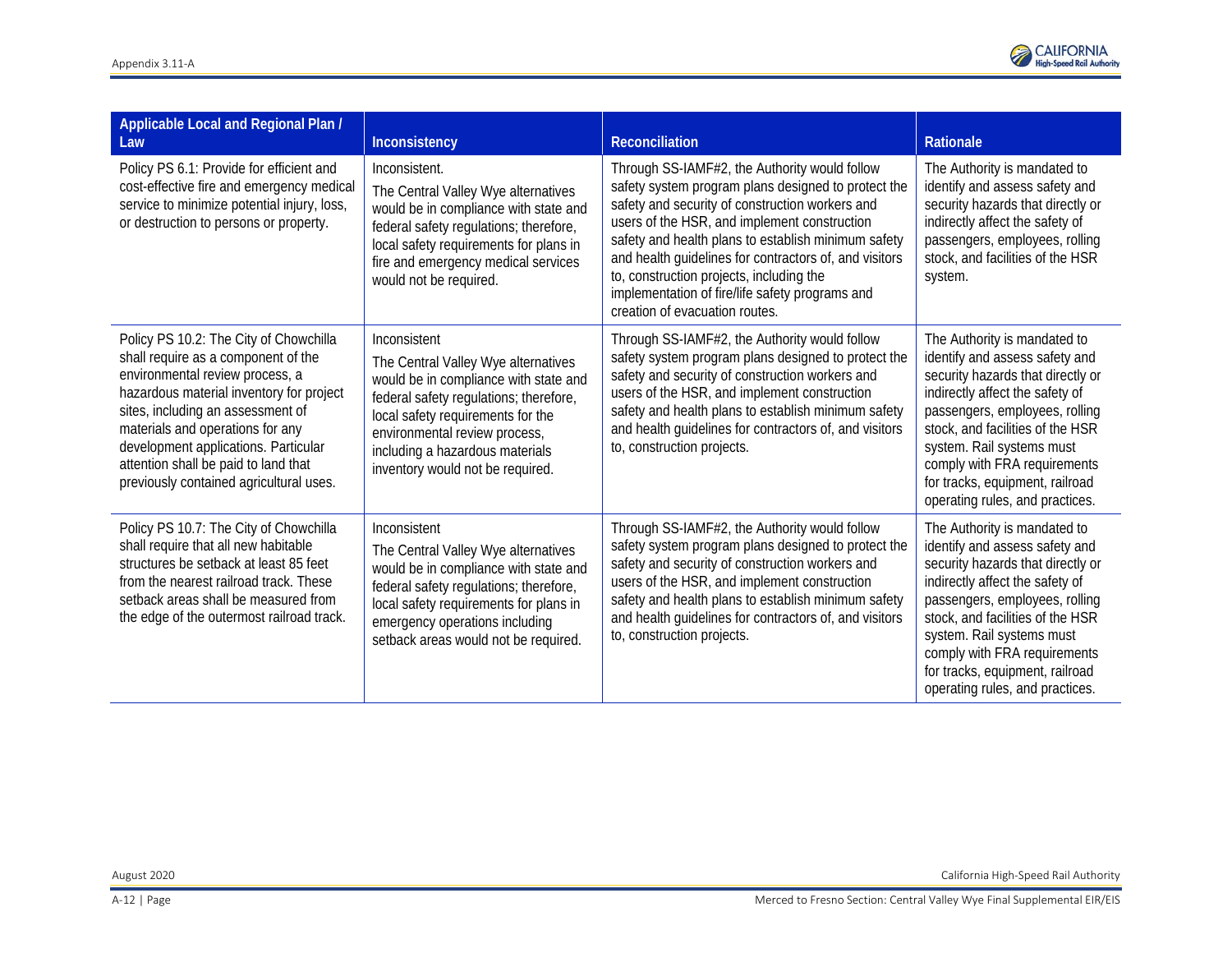| Applicable Local and Regional Plan / Law | Inconsistency | Reconciliation | Rationale |
|---|---|---|---|
| Policy PS 6.1: Provide for efficient and cost-effective fire and emergency medical service to minimize potential injury, loss, or destruction to persons or property. | Inconsistent. The Central Valley Wye alternatives would be in compliance with state and federal safety regulations; therefore, local safety requirements for plans in fire and emergency medical services would not be required. | Through SS-IAMF#2, the Authority would follow safety system program plans designed to protect the safety and security of construction workers and users of the HSR, and implement construction safety and health plans to establish minimum safety and health guidelines for contractors of, and visitors to, construction projects, including the implementation of fire/life safety programs and creation of evacuation routes. | The Authority is mandated to identify and assess safety and security hazards that directly or indirectly affect the safety of passengers, employees, rolling stock, and facilities of the HSR system. |
| Policy PS 10.2: The City of Chowchilla shall require as a component of the environmental review process, a hazardous material inventory for project sites, including an assessment of materials and operations for any development applications. Particular attention shall be paid to land that previously contained agricultural uses. | Inconsistent The Central Valley Wye alternatives would be in compliance with state and federal safety regulations; therefore, local safety requirements for the environmental review process, including a hazardous materials inventory would not be required. | Through SS-IAMF#2, the Authority would follow safety system program plans designed to protect the safety and security of construction workers and users of the HSR, and implement construction safety and health plans to establish minimum safety and health guidelines for contractors of, and visitors to, construction projects. | The Authority is mandated to identify and assess safety and security hazards that directly or indirectly affect the safety of passengers, employees, rolling stock, and facilities of the HSR system. Rail systems must comply with FRA requirements for tracks, equipment, railroad operating rules, and practices. |
| Policy PS 10.7: The City of Chowchilla shall require that all new habitable structures be setback at least 85 feet from the nearest railroad track. These setback areas shall be measured from the edge of the outermost railroad track. | Inconsistent The Central Valley Wye alternatives would be in compliance with state and federal safety regulations; therefore, local safety requirements for plans in emergency operations including setback areas would not be required. | Through SS-IAMF#2, the Authority would follow safety system program plans designed to protect the safety and security of construction workers and users of the HSR, and implement construction safety and health plans to establish minimum safety and health guidelines for contractors of, and visitors to, construction projects. | The Authority is mandated to identify and assess safety and security hazards that directly or indirectly affect the safety of passengers, employees, rolling stock, and facilities of the HSR system. Rail systems must comply with FRA requirements for tracks, equipment, railroad operating rules, and practices. |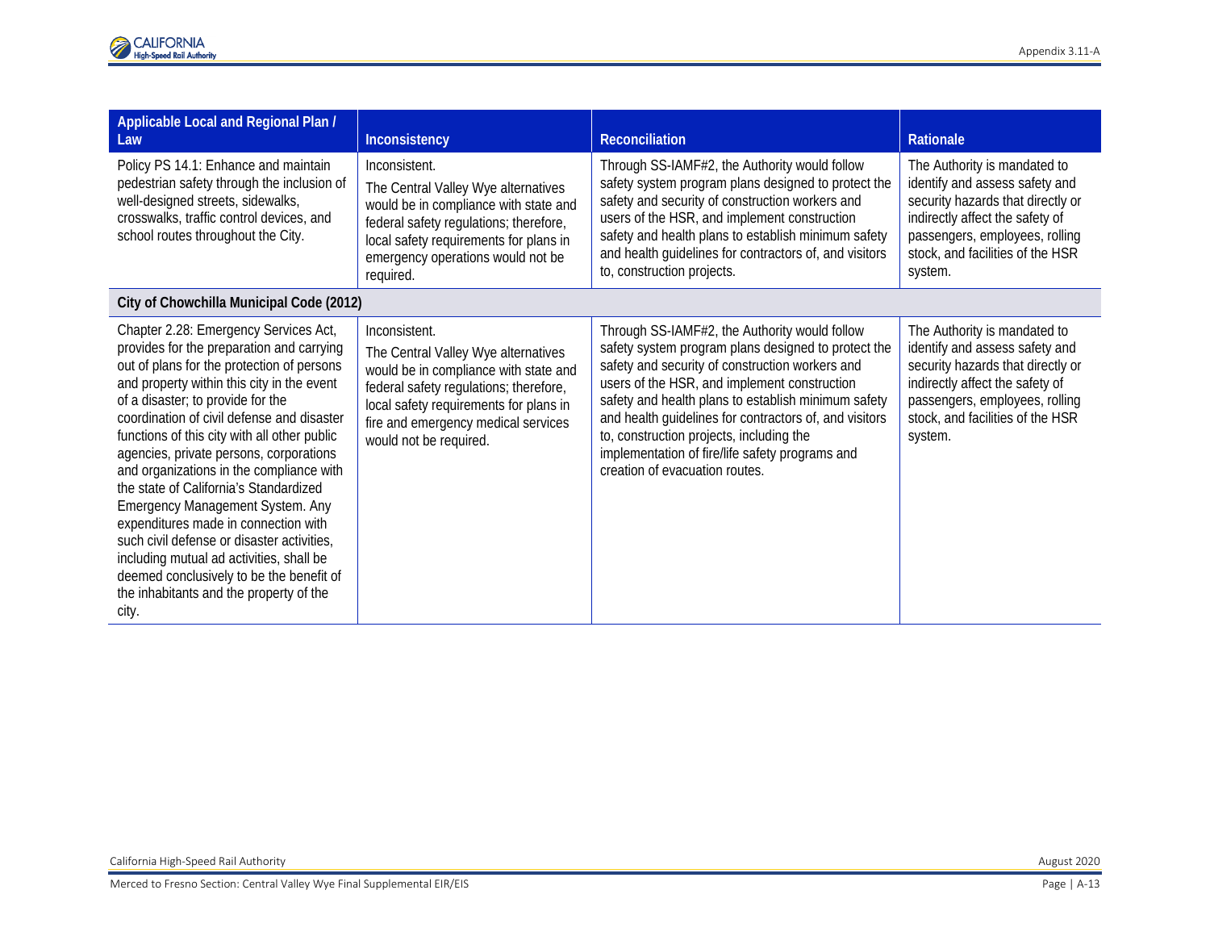| Applicable Local and Regional Plan / Law | Inconsistency | Reconciliation | Rationale |
|---|---|---|---|
| Policy PS 14.1: Enhance and maintain pedestrian safety through the inclusion of well-designed streets, sidewalks, crosswalks, traffic control devices, and school routes throughout the City. | Inconsistent. The Central Valley Wye alternatives would be in compliance with state and federal safety regulations; therefore, local safety requirements for plans in emergency operations would not be required. | Through SS-IAMF#2, the Authority would follow safety system program plans designed to protect the safety and security of construction workers and users of the HSR, and implement construction safety and health plans to establish minimum safety and health guidelines for contractors of, and visitors to, construction projects. | The Authority is mandated to identify and assess safety and security hazards that directly or indirectly affect the safety of passengers, employees, rolling stock, and facilities of the HSR system. |
| **City of Chowchilla Municipal Code (2012)** | | | |
| Chapter 2.28: Emergency Services Act, provides for the preparation and carrying out of plans for the protection of persons and property within this city in the event of a disaster; to provide for the coordination of civil defense and disaster functions of this city with all other public agencies, private persons, corporations and organizations in the compliance with the state of California's Standardized Emergency Management System. Any expenditures made in connection with such civil defense or disaster activities, including mutual ad activities, shall be deemed conclusively to be the benefit of the inhabitants and the property of the city. | Inconsistent. The Central Valley Wye alternatives would be in compliance with state and federal safety regulations; therefore, local safety requirements for plans in fire and emergency medical services would not be required. | Through SS-IAMF#2, the Authority would follow safety system program plans designed to protect the safety and security of construction workers and users of the HSR, and implement construction safety and health plans to establish minimum safety and health guidelines for contractors of, and visitors to, construction projects, including the implementation of fire/life safety programs and creation of evacuation routes. | The Authority is mandated to identify and assess safety and security hazards that directly or indirectly affect the safety of passengers, employees, rolling stock, and facilities of the HSR system. |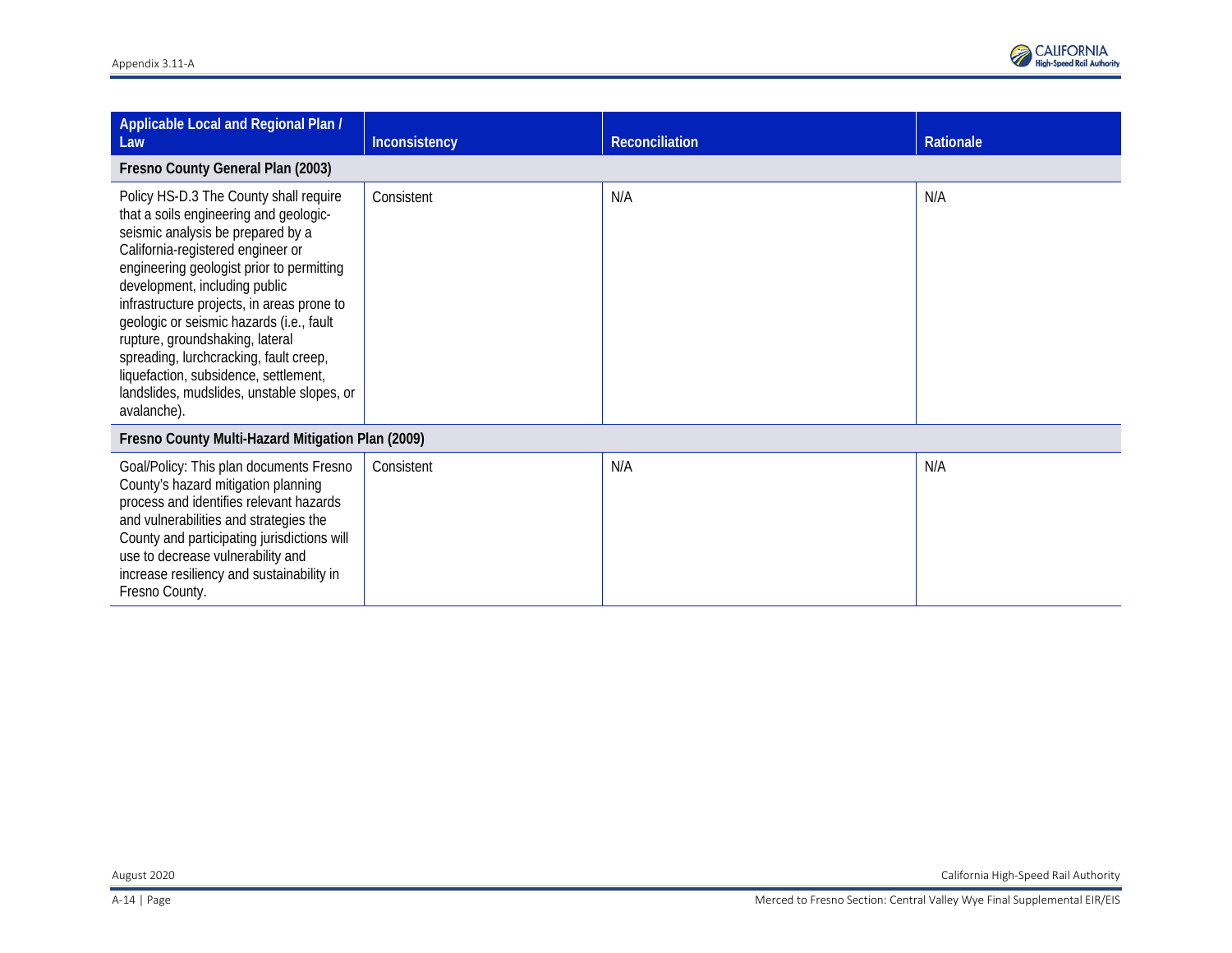| Applicable Local and Regional Plan / Law | Inconsistency | Reconciliation | Rationale |
|---|---|---|---|
| **Fresno County General Plan (2003)** | | | |
| Policy HS-D.3 The County shall require that a soils engineering and geologic-seismic analysis be prepared by a California-registered engineer or engineering geologist prior to permitting development, including public infrastructure projects, in areas prone to geologic or seismic hazards (i.e., fault rupture, groundshaking, lateral spreading, lurchcracking, fault creep, liquefaction, subsidence, settlement, landslides, mudslides, unstable slopes, or avalanche). | Consistent | N/A | N/A |
| **Fresno County Multi-Hazard Mitigation Plan (2009)** | | | |
| Goal/Policy: This plan documents Fresno County's hazard mitigation planning process and identifies relevant hazards and vulnerabilities and strategies the County and participating jurisdictions will use to decrease vulnerability and increase resiliency and sustainability in Fresno County. | Consistent | N/A | N/A |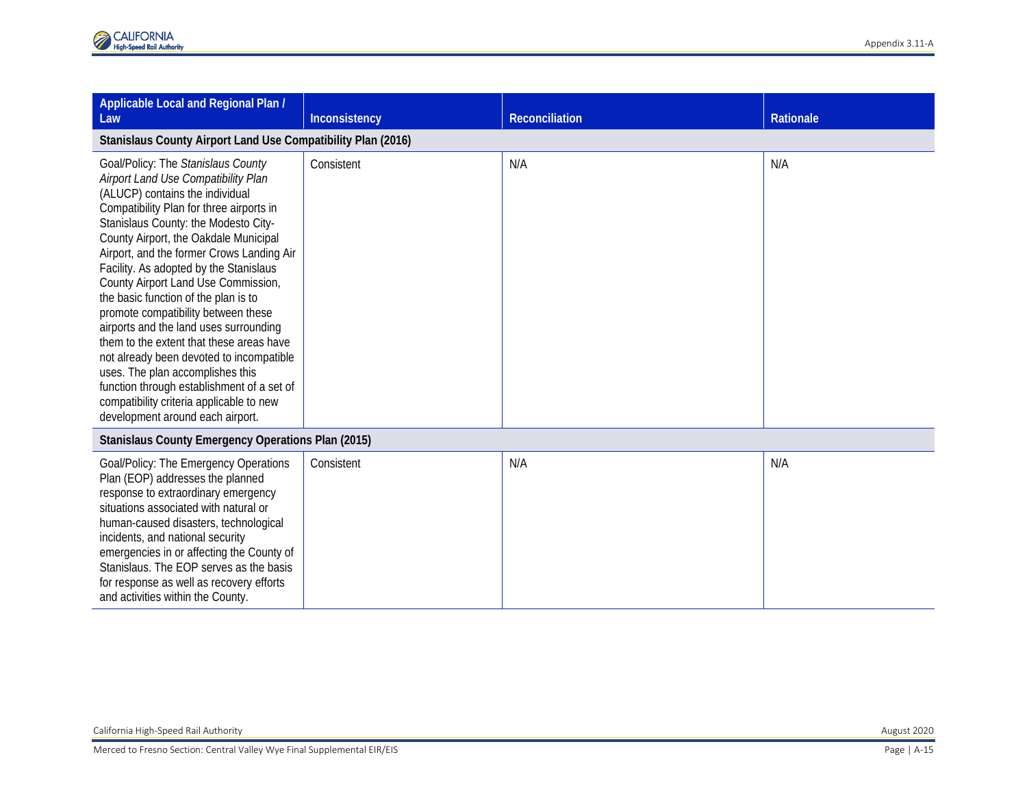| Applicable Local and Regional Plan / Law | Inconsistency | Reconciliation | Rationale |
|---|---|---|---|
| **Stanislaus County Airport Land Use Compatibility Plan (2016)** | | | |
| Goal/Policy: The *Stanislaus County Airport Land Use Compatibility Plan* (ALUCP) contains the individual Compatibility Plan for three airports in Stanislaus County: the Modesto City-County Airport, the Oakdale Municipal Airport, and the former Crows Landing Air Facility. As adopted by the Stanislaus County Airport Land Use Commission, the basic function of the plan is to promote compatibility between these airports and the land uses surrounding them to the extent that these areas have not already been devoted to incompatible uses. The plan accomplishes this function through establishment of a set of compatibility criteria applicable to new development around each airport. | Consistent | N/A | N/A |
| **Stanislaus County Emergency Operations Plan (2015)** | | | |
| Goal/Policy: The Emergency Operations Plan (EOP) addresses the planned response to extraordinary emergency situations associated with natural or human-caused disasters, technological incidents, and national security emergencies in or affecting the County of Stanislaus. The EOP serves as the basis for response as well as recovery efforts and activities within the County. | Consistent | N/A | N/A |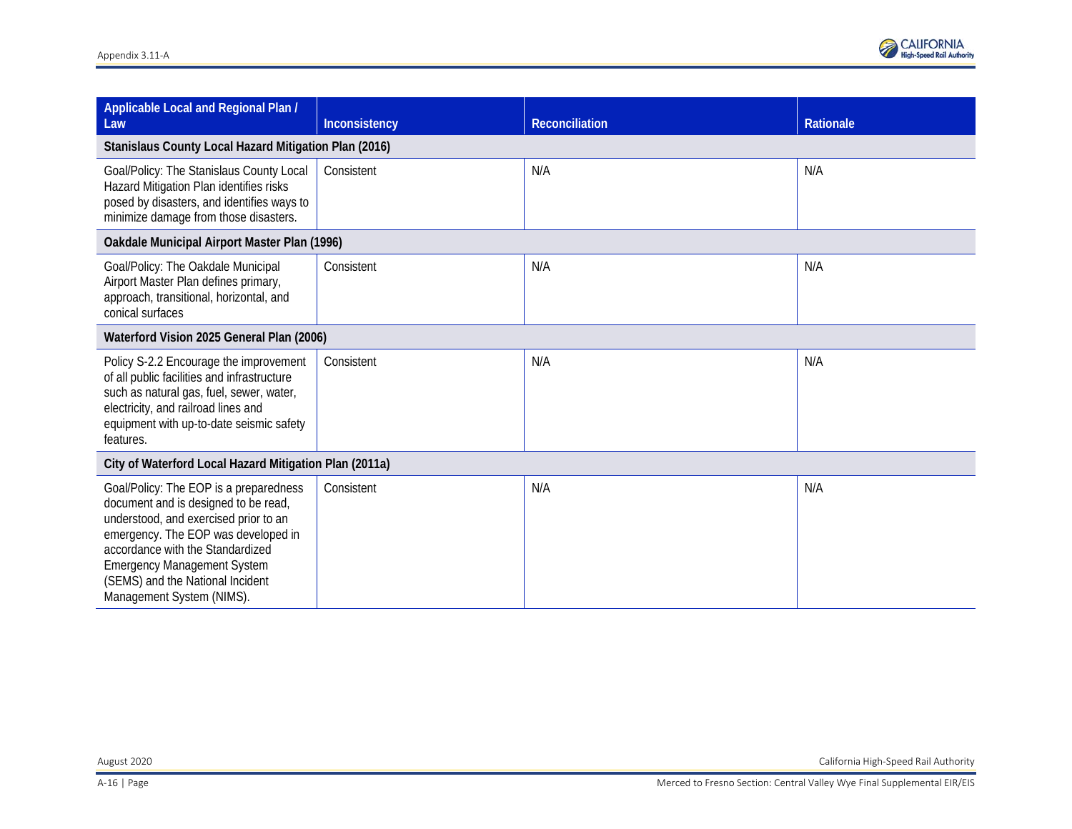| Applicable Local and Regional Plan / Law | Inconsistency | Reconciliation | Rationale |
|---|---|---|---|
| **Stanislaus County Local Hazard Mitigation Plan (2016)** | | | |
| Goal/Policy: The Stanislaus County Local Hazard Mitigation Plan identifies risks posed by disasters, and identifies ways to minimize damage from those disasters. | Consistent | N/A | N/A |
| **Oakdale Municipal Airport Master Plan (1996)** | | | |
| Goal/Policy: The Oakdale Municipal Airport Master Plan defines primary, approach, transitional, horizontal, and conical surfaces | Consistent | N/A | N/A |
| **Waterford Vision 2025 General Plan (2006)** | | | |
| Policy S-2.2 Encourage the improvement of all public facilities and infrastructure such as natural gas, fuel, sewer, water, electricity, and railroad lines and equipment with up-to-date seismic safety features. | Consistent | N/A | N/A |
| **City of Waterford Local Hazard Mitigation Plan (2011a)** | | | |
| Goal/Policy: The EOP is a preparedness document and is designed to be read, understood, and exercised prior to an emergency. The EOP was developed in accordance with the Standardized Emergency Management System (SEMS) and the National Incident Management System (NIMS). | Consistent | N/A | N/A |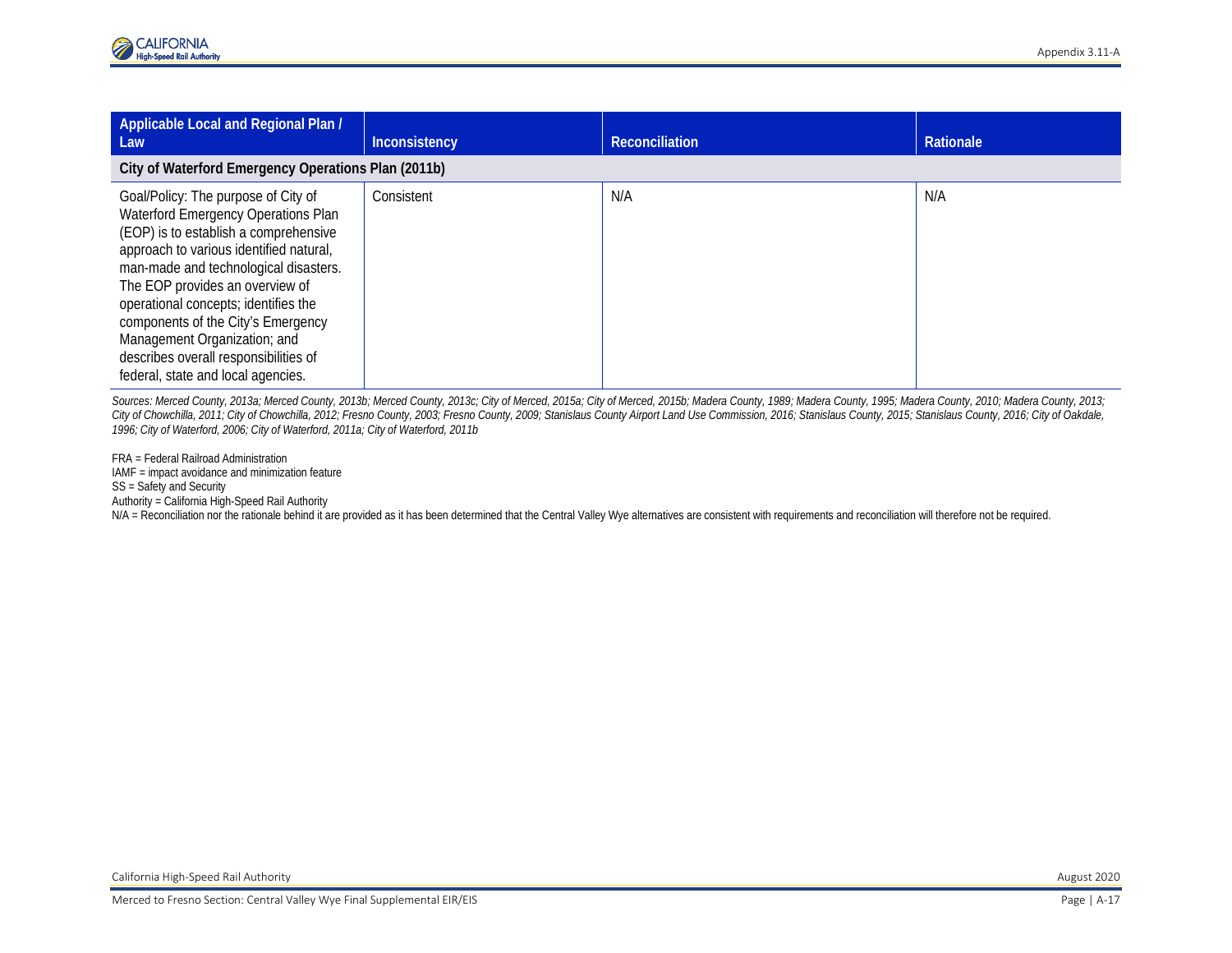| Applicable Local and Regional Plan / Law | Inconsistency | Reconciliation | Rationale |
|---|---|---|---|
| **City of Waterford Emergency Operations Plan (2011b)** | | | |
| Goal/Policy: The purpose of City of Waterford Emergency Operations Plan (EOP) is to establish a comprehensive approach to various identified natural, man-made and technological disasters. The EOP provides an overview of operational concepts; identifies the components of the City's Emergency Management Organization; and describes overall responsibilities of federal, state and local agencies. | Consistent | N/A | N/A |

*Sources: Merced County, 2013a; Merced County, 2013b; Merced County, 2013c; City of Merced, 2015a; City of Merced, 2015b; Madera County, 1989; Madera County, 1995; Madera County, 2010; Madera County, 2013; City of Chowchilla, 2011; City of Chowchilla, 2012; Fresno County, 2003; Fresno County, 2009; Stanislaus County Airport Land Use Commission, 2016; Stanislaus County, 2015; Stanislaus County, 2016; City of Oakdale, 1996; City of Waterford, 2006; City of Waterford, 2011a; City of Waterford, 2011b*

FRA = Federal Railroad Administration
IAMF = impact avoidance and minimization feature
SS = Safety and Security
Authority = California High-Speed Rail Authority
N/A = Reconciliation nor the rationale behind it are provided as it has been determined that the Central Valley Wye alternatives are consistent with requirements and reconciliation will therefore not be required.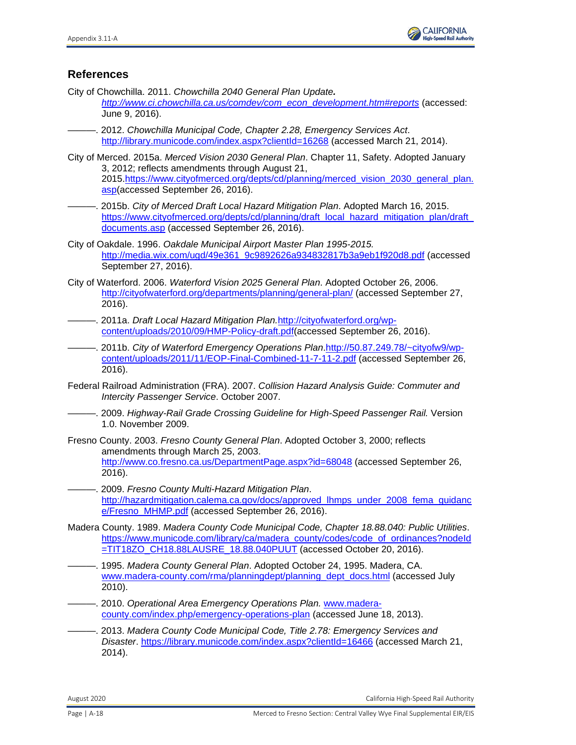## References

City of Chowchilla. 2011. *Chowchilla 2040 General Plan Update.* http://www.ci.chowchilla.ca.us/comdev/com_econ_development.htm#reports (accessed: June 9, 2016).

———. 2012. *Chowchilla Municipal Code, Chapter 2.28, Emergency Services Act*. http://library.municode.com/index.aspx?clientId=16268 (accessed March 21, 2014).

City of Merced. 2015a. *Merced Vision 2030 General Plan*. Chapter 11, Safety. Adopted January 3, 2012; reflects amendments through August 21, 2015.https://www.cityofmerced.org/depts/cd/planning/merced_vision_2030_general_plan.asp(accessed September 26, 2016).

———. 2015b. *City of Merced Draft Local Hazard Mitigation Plan*. Adopted March 16, 2015. https://www.cityofmerced.org/depts/cd/planning/draft_local_hazard_mitigation_plan/draft_documents.asp (accessed September 26, 2016).

City of Oakdale. 1996. *Oakdale Municipal Airport Master Plan 1995-2015.* http://media.wix.com/ugd/49e361_9c9892626a934832817b3a9eb1f920d8.pdf (accessed September 27, 2016).

City of Waterford. 2006. *Waterford Vision 2025 General Plan*. Adopted October 26, 2006. http://cityofwaterford.org/departments/planning/general-plan/ (accessed September 27, 2016).

———. 2011a. *Draft Local Hazard Mitigation Plan.*http://cityofwaterford.org/wp-content/uploads/2010/09/HMP-Policy-draft.pdf(accessed September 26, 2016).

———. 2011b. *City of Waterford Emergency Operations Plan*.http://50.87.249.78/~cityofw9/wp-content/uploads/2011/11/EOP-Final-Combined-11-7-11-2.pdf (accessed September 26, 2016).

Federal Railroad Administration (FRA). 2007. *Collision Hazard Analysis Guide: Commuter and Intercity Passenger Service*. October 2007.

———. 2009. *Highway-Rail Grade Crossing Guideline for High-Speed Passenger Rail.* Version 1.0. November 2009.

Fresno County. 2003. *Fresno County General Plan*. Adopted October 3, 2000; reflects amendments through March 25, 2003. http://www.co.fresno.ca.us/DepartmentPage.aspx?id=68048 (accessed September 26, 2016).

———. 2009. *Fresno County Multi-Hazard Mitigation Plan*. http://hazardmitigation.calema.ca.gov/docs/approved_lhmps_under_2008_fema_guidance/Fresno_MHMP.pdf (accessed September 26, 2016).

Madera County. 1989. *Madera County Code Municipal Code, Chapter 18.88.040: Public Utilities*. https://www.municode.com/library/ca/madera_county/codes/code_of_ordinances?nodeId=TIT18ZO_CH18.88LAUSRE_18.88.040PUUT (accessed October 20, 2016).

———. 1995. *Madera County General Plan*. Adopted October 24, 1995. Madera, CA. www.madera-county.com/rma/planningdept/planning_dept_docs.html (accessed July 2010).

———. 2010. *Operational Area Emergency Operations Plan.* www.madera-county.com/index.php/emergency-operations-plan (accessed June 18, 2013).

———. 2013. *Madera County Code Municipal Code, Title 2.78: Emergency Services and Disaster*. https://library.municode.com/index.aspx?clientId=16466 (accessed March 21, 2014).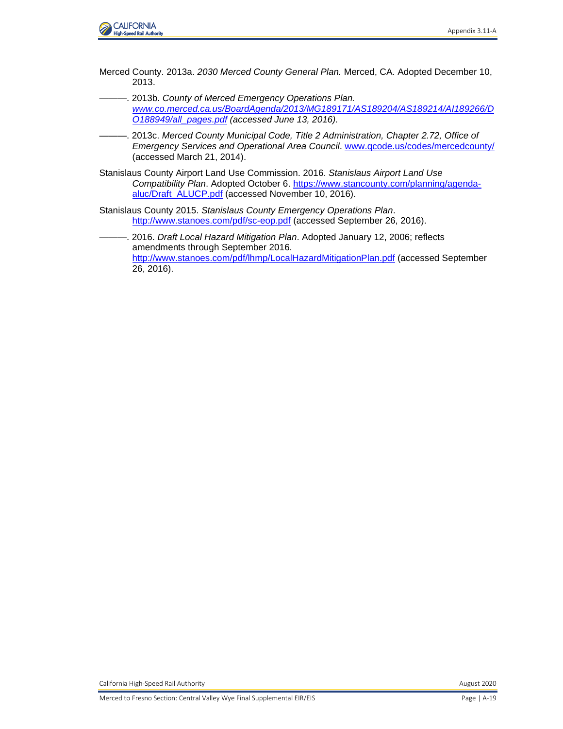Merced County. 2013a. *2030 Merced County General Plan.* Merced, CA. Adopted December 10, 2013.

———. 2013b. *County of Merced Emergency Operations Plan.* *www.co.merced.ca.us/BoardAgenda/2013/MG189171/AS189204/AS189214/AI189266/DO188949/all_pages.pdf (accessed June 13, 2016).*

———. 2013c. *Merced County Municipal Code, Title 2 Administration, Chapter 2.72, Office of Emergency Services and Operational Area Council*. www.qcode.us/codes/mercedcounty/ (accessed March 21, 2014).

Stanislaus County Airport Land Use Commission. 2016. *Stanislaus Airport Land Use Compatibility Plan*. Adopted October 6. https://www.stancounty.com/planning/agenda-aluc/Draft_ALUCP.pdf (accessed November 10, 2016).

Stanislaus County 2015. *Stanislaus County Emergency Operations Plan*. http://www.stanoes.com/pdf/sc-eop.pdf (accessed September 26, 2016).

———. 2016. *Draft Local Hazard Mitigation Plan*. Adopted January 12, 2006; reflects amendments through September 2016. http://www.stanoes.com/pdf/lhmp/LocalHazardMitigationPlan.pdf (accessed September 26, 2016).